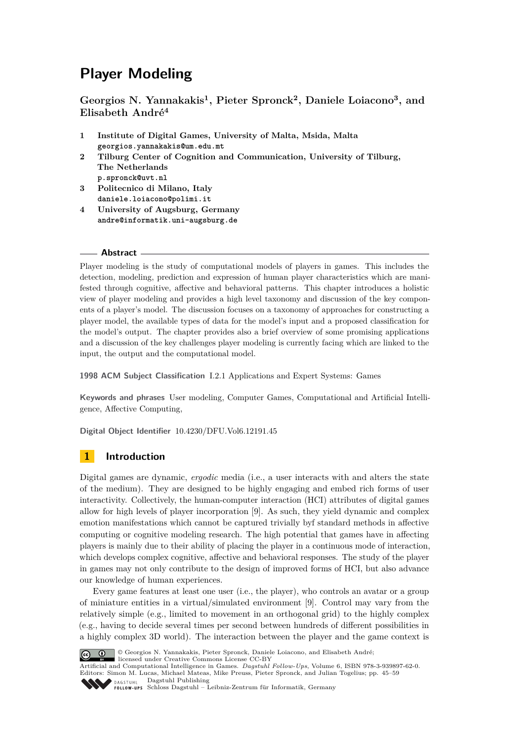# Player Modeling

**Georgios N. Yannakakis[1], Pieter Spronck[2], Daniele Loiacono[3], and Elisabeth André[4]**

1. **Institute of Digital Games, University of Malta, Msida, Malta**
   `georgios.yannakakis@um.edu.mt`
2. **Tilburg Center of Cognition and Communication, University of Tilburg, The Netherlands**
   `p.spronck@uvt.nl`
3. **Politecnico di Milano, Italy**
   `daniele.loiacono@polimi.it`
4. **University of Augsburg, Germany**
   `andre@informatik.uni-augsburg.de`

## Abstract

Player modeling is the study of computational models of players in games. This includes the detection, modeling, prediction and expression of human player characteristics which are manifested through cognitive, affective and behavioral patterns. This chapter introduces a holistic view of player modeling and provides a high level taxonomy and discussion of the key components of a player's model. The discussion focuses on a taxonomy of approaches for constructing a player model, the available types of data for the model's input and a proposed classification for the model's output. The chapter provides also a brief overview of some promising applications and a discussion of the key challenges player modeling is currently facing which are linked to the input, the output and the computational model.

**1998 ACM Subject Classification** I.2.1 Applications and Expert Systems: Games

**Keywords and phrases** User modeling, Computer Games, Computational and Artificial Intelligence, Affective Computing,

**Digital Object Identifier** 10.4230/DFU.Vol6.12191.45

## 1 Introduction

Digital games are dynamic, *ergodic* media (i.e., a user interacts with and alters the state of the medium). They are designed to be highly engaging and embed rich forms of user interactivity. Collectively, the human-computer interaction (HCI) attributes of digital games allow for high levels of player incorporation [9]. As such, they yield dynamic and complex emotion manifestations which cannot be captured trivially byf standard methods in affective computing or cognitive modeling research. The high potential that games have in affecting players is mainly due to their ability of placing the player in a continuous mode of interaction, which develops complex cognitive, affective and behavioral responses. The study of the player in games may not only contribute to the design of improved forms of HCI, but also advance our knowledge of human experiences.

Every game features at least one user (i.e., the player), who controls an avatar or a group of miniature entities in a virtual/simulated environment [9]. Control may vary from the relatively simple (e.g., limited to movement in an orthogonal grid) to the highly complex (e.g., having to decide several times per second between hundreds of different possibilities in a highly complex 3D world). The interaction between the player and the game context is

© Georgios N. Yannakakis, Pieter Spronck, Daniele Loiacono, and Elisabeth André;
licensed under Creative Commons License CC-BY
Artificial and Computational Intelligence in Games. *Dagstuhl Follow-Ups*, Volume 6, ISBN 978-3-939897-62-0.
Editors: Simon M. Lucas, Michael Mateas, Mike Preuss, Pieter Spronck, and Julian Togelius; pp. 45–59
Dagstuhl Publishing
Schloss Dagstuhl – Leibniz-Zentrum für Informatik, Germany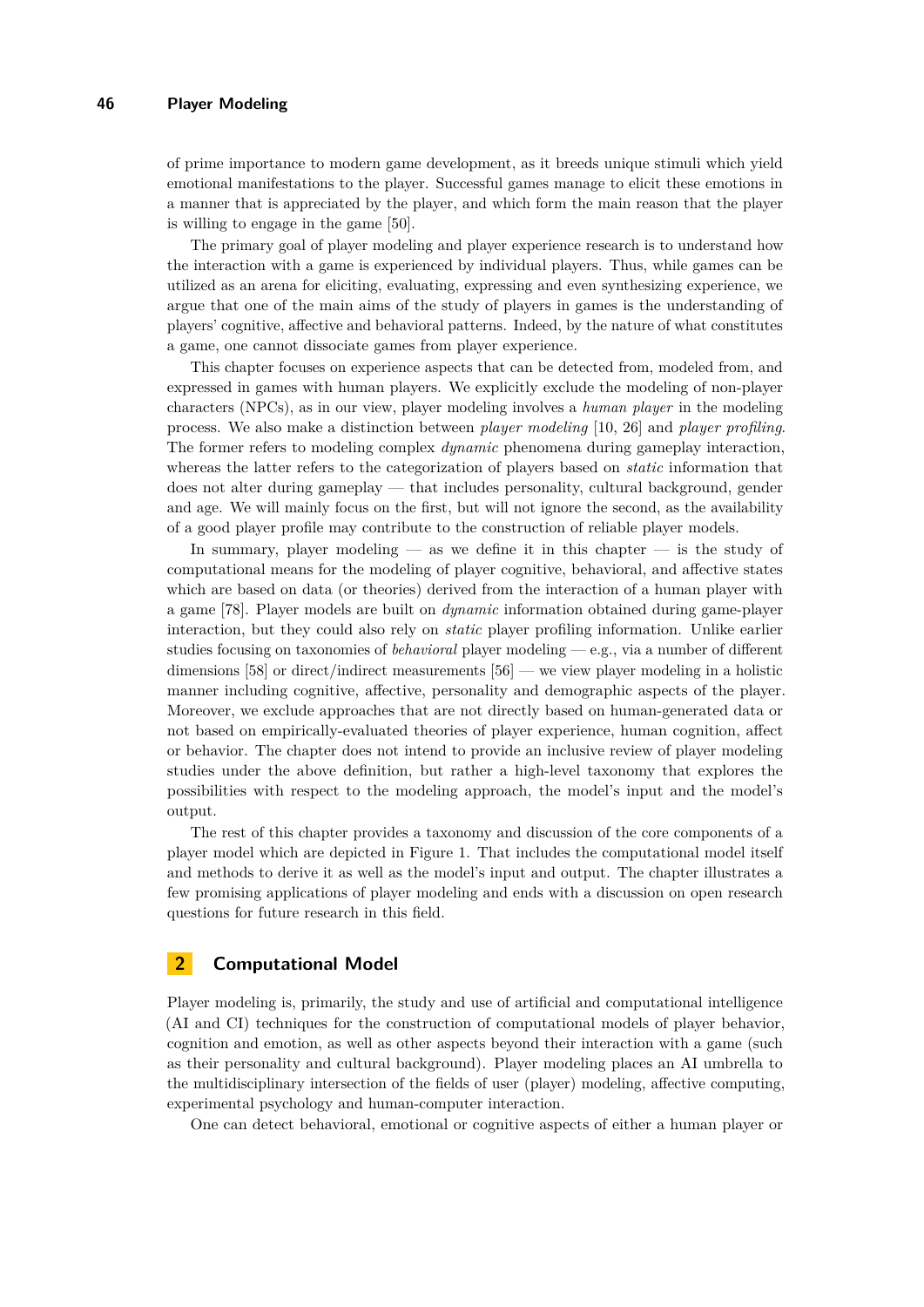of prime importance to modern game development, as it breeds unique stimuli which yield emotional manifestations to the player. Successful games manage to elicit these emotions in a manner that is appreciated by the player, and which form the main reason that the player is willing to engage in the game [50].

The primary goal of player modeling and player experience research is to understand how the interaction with a game is experienced by individual players. Thus, while games can be utilized as an arena for eliciting, evaluating, expressing and even synthesizing experience, we argue that one of the main aims of the study of players in games is the understanding of players' cognitive, affective and behavioral patterns. Indeed, by the nature of what constitutes a game, one cannot dissociate games from player experience.

This chapter focuses on experience aspects that can be detected from, modeled from, and expressed in games with human players. We explicitly exclude the modeling of non-player characters (NPCs), as in our view, player modeling involves a *human player* in the modeling process. We also make a distinction between *player modeling* [10, 26] and *player profiling*. The former refers to modeling complex *dynamic* phenomena during gameplay interaction, whereas the latter refers to the categorization of players based on *static* information that does not alter during gameplay — that includes personality, cultural background, gender and age. We will mainly focus on the first, but will not ignore the second, as the availability of a good player profile may contribute to the construction of reliable player models.

In summary, player modeling — as we define it in this chapter — is the study of computational means for the modeling of player cognitive, behavioral, and affective states which are based on data (or theories) derived from the interaction of a human player with a game [78]. Player models are built on *dynamic* information obtained during game-player interaction, but they could also rely on *static* player profiling information. Unlike earlier studies focusing on taxonomies of *behavioral* player modeling — e.g., via a number of different dimensions [58] or direct/indirect measurements [56] — we view player modeling in a holistic manner including cognitive, affective, personality and demographic aspects of the player. Moreover, we exclude approaches that are not directly based on human-generated data or not based on empirically-evaluated theories of player experience, human cognition, affect or behavior. The chapter does not intend to provide an inclusive review of player modeling studies under the above definition, but rather a high-level taxonomy that explores the possibilities with respect to the modeling approach, the model's input and the model's output.

The rest of this chapter provides a taxonomy and discussion of the core components of a player model which are depicted in Figure 1. That includes the computational model itself and methods to derive it as well as the model's input and output. The chapter illustrates a few promising applications of player modeling and ends with a discussion on open research questions for future research in this field.

## 2 Computational Model

Player modeling is, primarily, the study and use of artificial and computational intelligence (AI and CI) techniques for the construction of computational models of player behavior, cognition and emotion, as well as other aspects beyond their interaction with a game (such as their personality and cultural background). Player modeling places an AI umbrella to the multidisciplinary intersection of the fields of user (player) modeling, affective computing, experimental psychology and human-computer interaction.

One can detect behavioral, emotional or cognitive aspects of either a human player or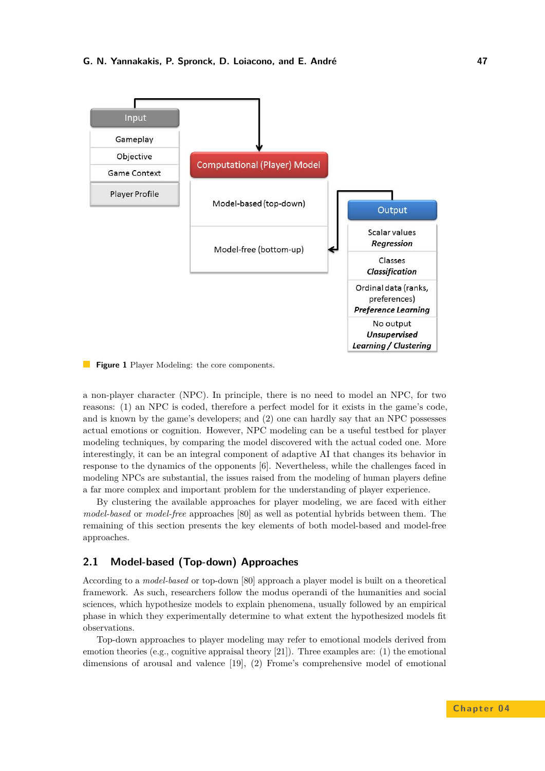Input

Gameplay

Objective

Game Context

Player Profile

Computational (Player) Model

Model-based (top-down)

Model-free (bottom-up)

Output

Scalar values
**Regression**

Classes
**Classification**

Ordinal data (ranks, preferences)
**Preference Learning**

No output
**Unsupervised Learning / Clustering**

**Figure 1** Player Modeling: the core components.

a non-player character (NPC). In principle, there is no need to model an NPC, for two reasons: (1) an NPC is coded, therefore a perfect model for it exists in the game's code, and is known by the game's developers; and (2) one can hardly say that an NPC possesses actual emotions or cognition. However, NPC modeling can be a useful testbed for player modeling techniques, by comparing the model discovered with the actual coded one. More interestingly, it can be an integral component of adaptive AI that changes its behavior in response to the dynamics of the opponents [6]. Nevertheless, while the challenges faced in modeling NPCs are substantial, the issues raised from the modeling of human players define a far more complex and important problem for the understanding of player experience.

By clustering the available approaches for player modeling, we are faced with either *model-based* or *model-free* approaches [80] as well as potential hybrids between them. The remaining of this section presents the key elements of both model-based and model-free approaches.

## 2.1 Model-based (Top-down) Approaches

According to a *model-based* or top-down [80] approach a player model is built on a theoretical framework. As such, researchers follow the modus operandi of the humanities and social sciences, which hypothesize models to explain phenomena, usually followed by an empirical phase in which they experimentally determine to what extent the hypothesized models fit observations.

Top-down approaches to player modeling may refer to emotional models derived from emotion theories (e.g., cognitive appraisal theory [21]). Three examples are: (1) the emotional dimensions of arousal and valence [19], (2) Frome's comprehensive model of emotional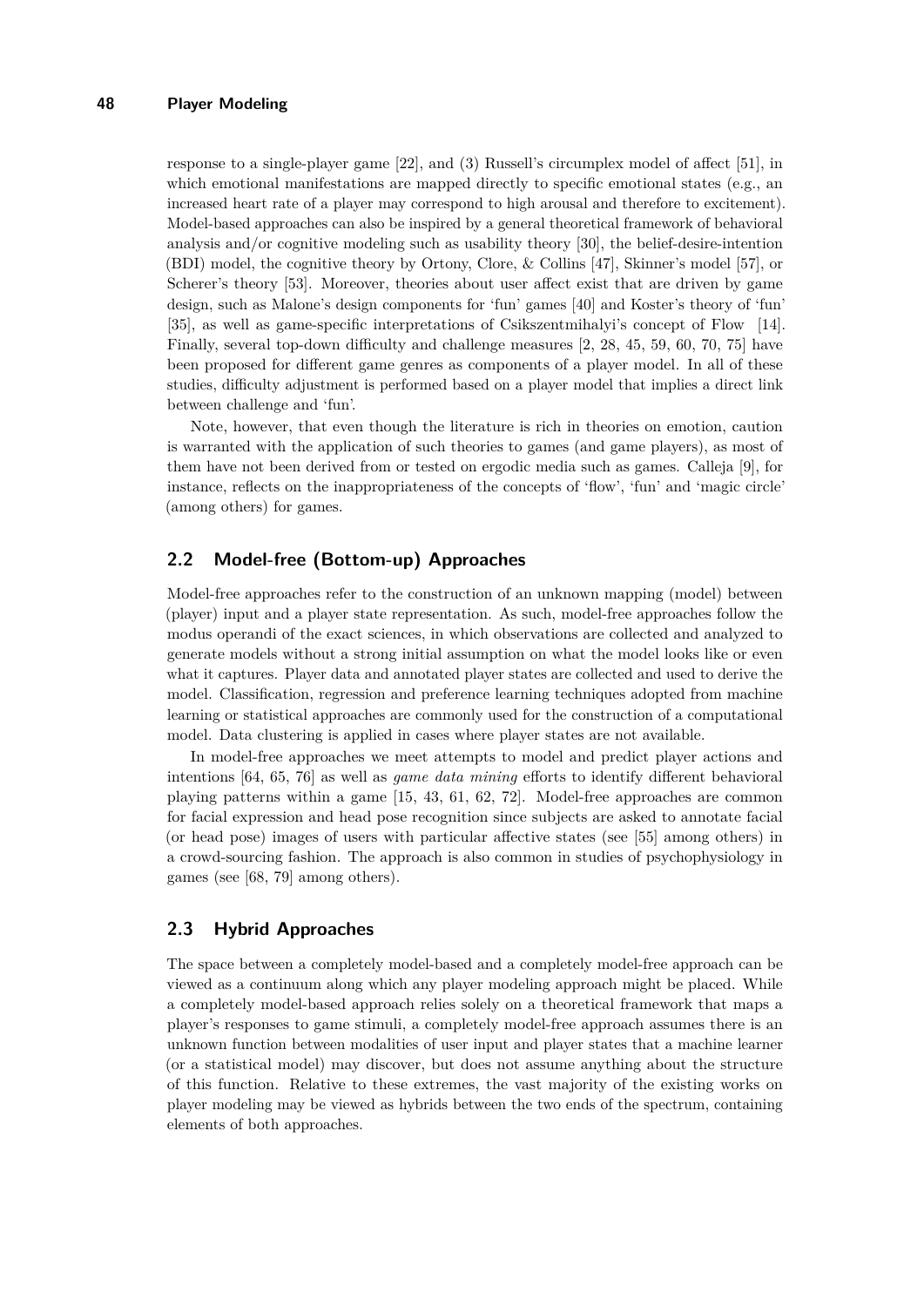response to a single-player game [22], and (3) Russell's circumplex model of affect [51], in which emotional manifestations are mapped directly to specific emotional states (e.g., an increased heart rate of a player may correspond to high arousal and therefore to excitement). Model-based approaches can also be inspired by a general theoretical framework of behavioral analysis and/or cognitive modeling such as usability theory [30], the belief-desire-intention (BDI) model, the cognitive theory by Ortony, Clore, & Collins [47], Skinner's model [57], or Scherer's theory [53]. Moreover, theories about user affect exist that are driven by game design, such as Malone's design components for 'fun' games [40] and Koster's theory of 'fun' [35], as well as game-specific interpretations of Csikszentmihalyi's concept of Flow [14]. Finally, several top-down difficulty and challenge measures [2, 28, 45, 59, 60, 70, 75] have been proposed for different game genres as components of a player model. In all of these studies, difficulty adjustment is performed based on a player model that implies a direct link between challenge and 'fun'.

Note, however, that even though the literature is rich in theories on emotion, caution is warranted with the application of such theories to games (and game players), as most of them have not been derived from or tested on ergodic media such as games. Calleja [9], for instance, reflects on the inappropriateness of the concepts of 'flow', 'fun' and 'magic circle' (among others) for games.

## 2.2 Model-free (Bottom-up) Approaches

Model-free approaches refer to the construction of an unknown mapping (model) between (player) input and a player state representation. As such, model-free approaches follow the modus operandi of the exact sciences, in which observations are collected and analyzed to generate models without a strong initial assumption on what the model looks like or even what it captures. Player data and annotated player states are collected and used to derive the model. Classification, regression and preference learning techniques adopted from machine learning or statistical approaches are commonly used for the construction of a computational model. Data clustering is applied in cases where player states are not available.

In model-free approaches we meet attempts to model and predict player actions and intentions [64, 65, 76] as well as *game data mining* efforts to identify different behavioral playing patterns within a game [15, 43, 61, 62, 72]. Model-free approaches are common for facial expression and head pose recognition since subjects are asked to annotate facial (or head pose) images of users with particular affective states (see [55] among others) in a crowd-sourcing fashion. The approach is also common in studies of psychophysiology in games (see [68, 79] among others).

## 2.3 Hybrid Approaches

The space between a completely model-based and a completely model-free approach can be viewed as a continuum along which any player modeling approach might be placed. While a completely model-based approach relies solely on a theoretical framework that maps a player's responses to game stimuli, a completely model-free approach assumes there is an unknown function between modalities of user input and player states that a machine learner (or a statistical model) may discover, but does not assume anything about the structure of this function. Relative to these extremes, the vast majority of the existing works on player modeling may be viewed as hybrids between the two ends of the spectrum, containing elements of both approaches.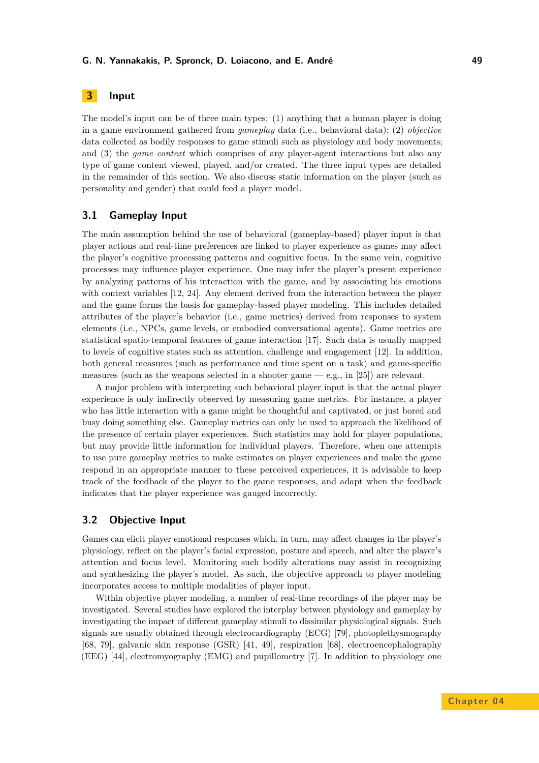## 3 Input

The model's input can be of three main types: (1) anything that a human player is doing in a game environment gathered from *gameplay* data (i.e., behavioral data); (2) *objective* data collected as bodily responses to game stimuli such as physiology and body movements; and (3) the *game context* which comprises of any player-agent interactions but also any type of game content viewed, played, and/or created. The three input types are detailed in the remainder of this section. We also discuss static information on the player (such as personality and gender) that could feed a player model.

### 3.1 Gameplay Input

The main assumption behind the use of behavioral (gameplay-based) player input is that player actions and real-time preferences are linked to player experience as games may affect the player's cognitive processing patterns and cognitive focus. In the same vein, cognitive processes may influence player experience. One may infer the player's present experience by analyzing patterns of his interaction with the game, and by associating his emotions with context variables [12, 24]. Any element derived from the interaction between the player and the game forms the basis for gameplay-based player modeling. This includes detailed attributes of the player's behavior (i.e., game metrics) derived from responses to system elements (i.e., NPCs, game levels, or embodied conversational agents). Game metrics are statistical spatio-temporal features of game interaction [17]. Such data is usually mapped to levels of cognitive states such as attention, challenge and engagement [12]. In addition, both general measures (such as performance and time spent on a task) and game-specific measures (such as the weapons selected in a shooter game — e.g., in [25]) are relevant.

A major problem with interpreting such behavioral player input is that the actual player experience is only indirectly observed by measuring game metrics. For instance, a player who has little interaction with a game might be thoughtful and captivated, or just bored and busy doing something else. Gameplay metrics can only be used to approach the likelihood of the presence of certain player experiences. Such statistics may hold for player populations, but may provide little information for individual players. Therefore, when one attempts to use pure gameplay metrics to make estimates on player experiences and make the game respond in an appropriate manner to these perceived experiences, it is advisable to keep track of the feedback of the player to the game responses, and adapt when the feedback indicates that the player experience was gauged incorrectly.

### 3.2 Objective Input

Games can elicit player emotional responses which, in turn, may affect changes in the player's physiology, reflect on the player's facial expression, posture and speech, and alter the player's attention and focus level. Monitoring such bodily alterations may assist in recognizing and synthesizing the player's model. As such, the objective approach to player modeling incorporates access to multiple modalities of player input.

Within objective player modeling, a number of real-time recordings of the player may be investigated. Several studies have explored the interplay between physiology and gameplay by investigating the impact of different gameplay stimuli to dissimilar physiological signals. Such signals are usually obtained through electrocardiography (ECG) [79], photoplethysmography [68, 79], galvanic skin response (GSR) [41, 49], respiration [68], electroencephalography (EEG) [44], electromyography (EMG) and pupillometry [7]. In addition to physiology one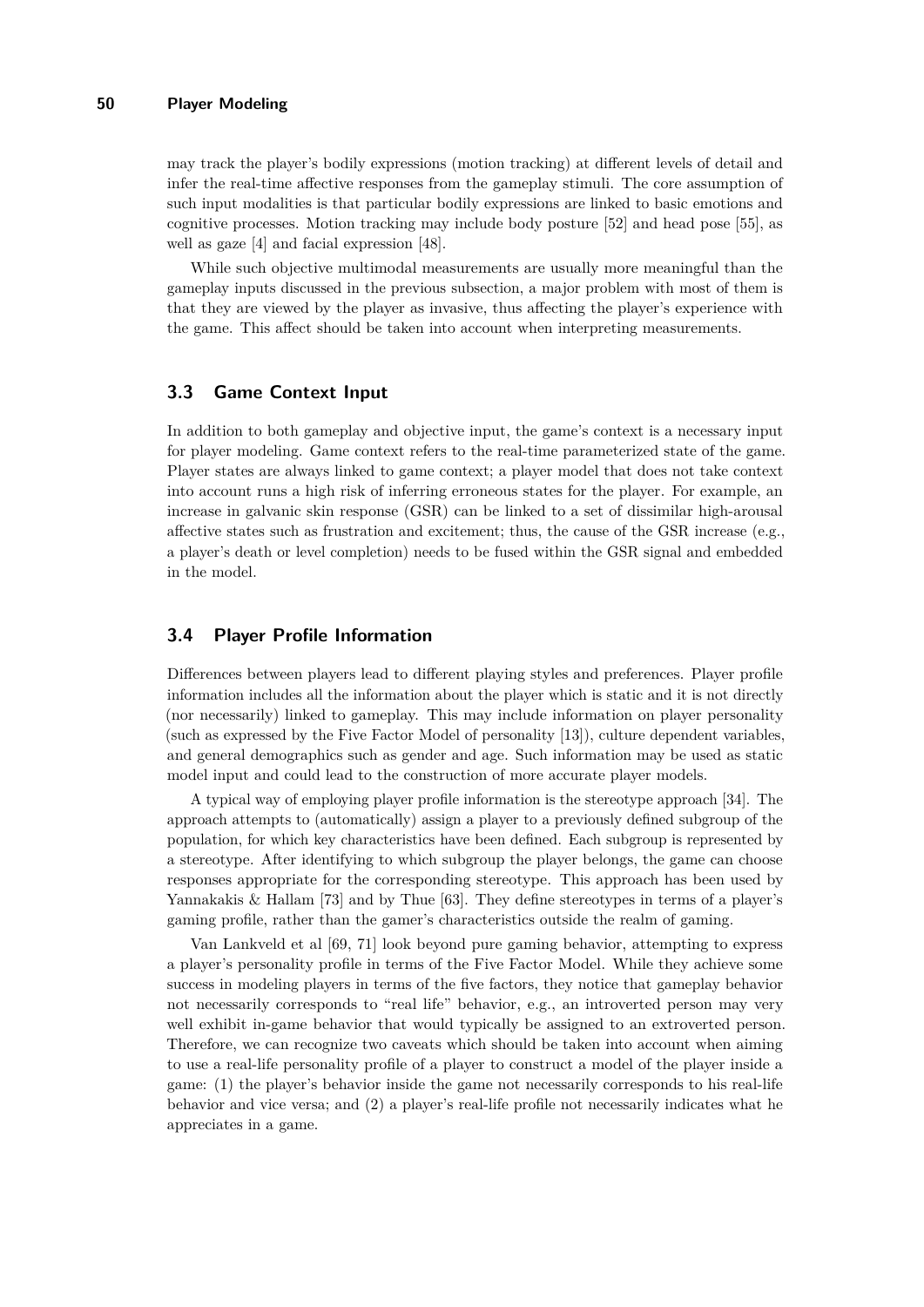may track the player's bodily expressions (motion tracking) at different levels of detail and infer the real-time affective responses from the gameplay stimuli. The core assumption of such input modalities is that particular bodily expressions are linked to basic emotions and cognitive processes. Motion tracking may include body posture [52] and head pose [55], as well as gaze [4] and facial expression [48].

While such objective multimodal measurements are usually more meaningful than the gameplay inputs discussed in the previous subsection, a major problem with most of them is that they are viewed by the player as invasive, thus affecting the player's experience with the game. This affect should be taken into account when interpreting measurements.

## 3.3 Game Context Input

In addition to both gameplay and objective input, the game's context is a necessary input for player modeling. Game context refers to the real-time parameterized state of the game. Player states are always linked to game context; a player model that does not take context into account runs a high risk of inferring erroneous states for the player. For example, an increase in galvanic skin response (GSR) can be linked to a set of dissimilar high-arousal affective states such as frustration and excitement; thus, the cause of the GSR increase (e.g., a player's death or level completion) needs to be fused within the GSR signal and embedded in the model.

## 3.4 Player Profile Information

Differences between players lead to different playing styles and preferences. Player profile information includes all the information about the player which is static and it is not directly (nor necessarily) linked to gameplay. This may include information on player personality (such as expressed by the Five Factor Model of personality [13]), culture dependent variables, and general demographics such as gender and age. Such information may be used as static model input and could lead to the construction of more accurate player models.

A typical way of employing player profile information is the stereotype approach [34]. The approach attempts to (automatically) assign a player to a previously defined subgroup of the population, for which key characteristics have been defined. Each subgroup is represented by a stereotype. After identifying to which subgroup the player belongs, the game can choose responses appropriate for the corresponding stereotype. This approach has been used by Yannakakis & Hallam [73] and by Thue [63]. They define stereotypes in terms of a player's gaming profile, rather than the gamer's characteristics outside the realm of gaming.

Van Lankveld et al [69, 71] look beyond pure gaming behavior, attempting to express a player's personality profile in terms of the Five Factor Model. While they achieve some success in modeling players in terms of the five factors, they notice that gameplay behavior not necessarily corresponds to "real life" behavior, e.g., an introverted person may very well exhibit in-game behavior that would typically be assigned to an extroverted person. Therefore, we can recognize two caveats which should be taken into account when aiming to use a real-life personality profile of a player to construct a model of the player inside a game: (1) the player's behavior inside the game not necessarily corresponds to his real-life behavior and vice versa; and (2) a player's real-life profile not necessarily indicates what he appreciates in a game.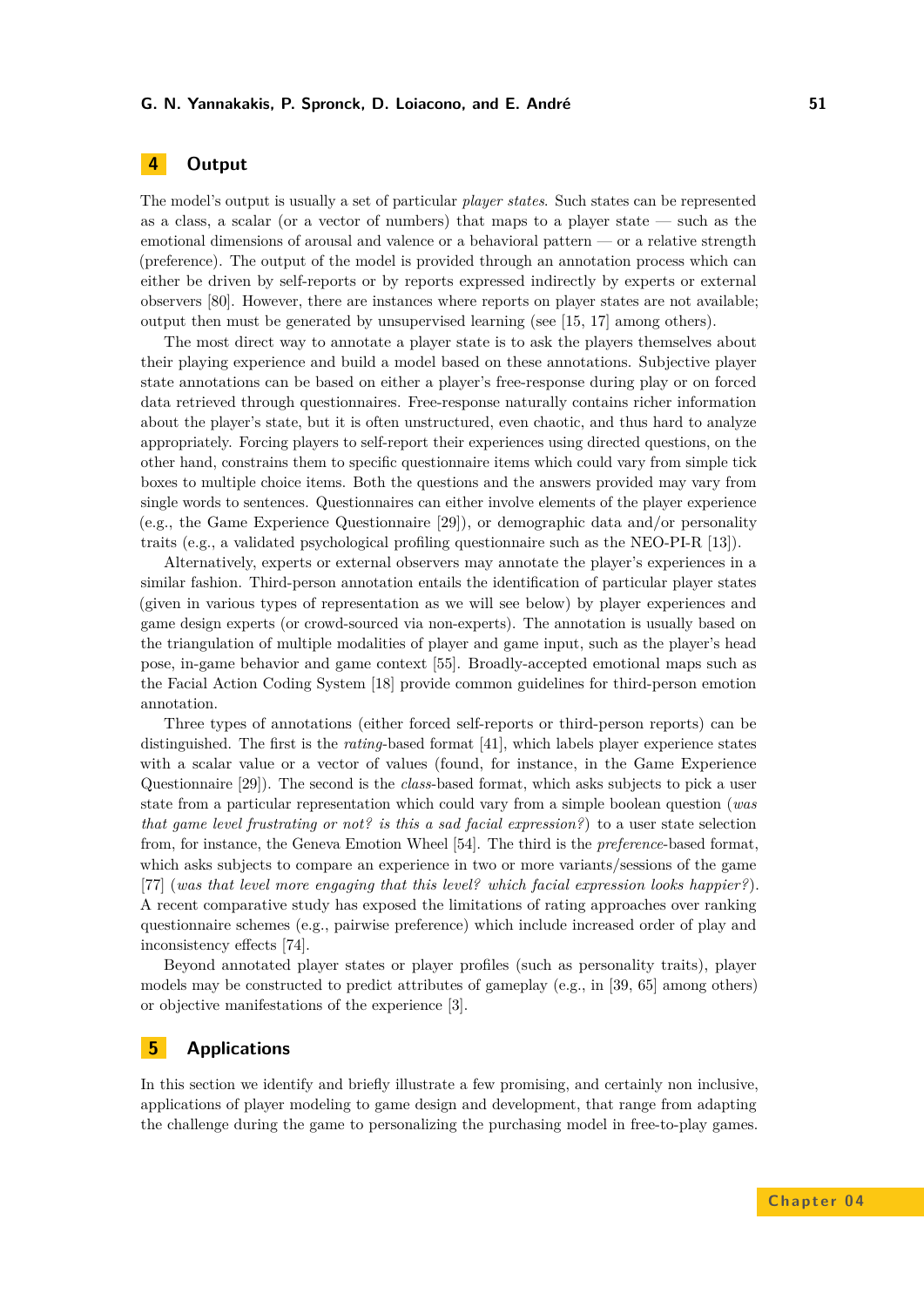## 4 Output

The model's output is usually a set of particular *player states*. Such states can be represented as a class, a scalar (or a vector of numbers) that maps to a player state — such as the emotional dimensions of arousal and valence or a behavioral pattern — or a relative strength (preference). The output of the model is provided through an annotation process which can either be driven by self-reports or by reports expressed indirectly by experts or external observers [80]. However, there are instances where reports on player states are not available; output then must be generated by unsupervised learning (see [15, 17] among others).

The most direct way to annotate a player state is to ask the players themselves about their playing experience and build a model based on these annotations. Subjective player state annotations can be based on either a player's free-response during play or on forced data retrieved through questionnaires. Free-response naturally contains richer information about the player's state, but it is often unstructured, even chaotic, and thus hard to analyze appropriately. Forcing players to self-report their experiences using directed questions, on the other hand, constrains them to specific questionnaire items which could vary from simple tick boxes to multiple choice items. Both the questions and the answers provided may vary from single words to sentences. Questionnaires can either involve elements of the player experience (e.g., the Game Experience Questionnaire [29]), or demographic data and/or personality traits (e.g., a validated psychological profiling questionnaire such as the NEO-PI-R [13]).

Alternatively, experts or external observers may annotate the player's experiences in a similar fashion. Third-person annotation entails the identification of particular player states (given in various types of representation as we will see below) by player experiences and game design experts (or crowd-sourced via non-experts). The annotation is usually based on the triangulation of multiple modalities of player and game input, such as the player's head pose, in-game behavior and game context [55]. Broadly-accepted emotional maps such as the Facial Action Coding System [18] provide common guidelines for third-person emotion annotation.

Three types of annotations (either forced self-reports or third-person reports) can be distinguished. The first is the *rating*-based format [41], which labels player experience states with a scalar value or a vector of values (found, for instance, in the Game Experience Questionnaire [29]). The second is the *class*-based format, which asks subjects to pick a user state from a particular representation which could vary from a simple boolean question (*was that game level frustrating or not? is this a sad facial expression?*) to a user state selection from, for instance, the Geneva Emotion Wheel [54]. The third is the *preference*-based format, which asks subjects to compare an experience in two or more variants/sessions of the game [77] (*was that level more engaging that this level? which facial expression looks happier?*). A recent comparative study has exposed the limitations of rating approaches over ranking questionnaire schemes (e.g., pairwise preference) which include increased order of play and inconsistency effects [74].

Beyond annotated player states or player profiles (such as personality traits), player models may be constructed to predict attributes of gameplay (e.g., in [39, 65] among others) or objective manifestations of the experience [3].

## 5 Applications

In this section we identify and briefly illustrate a few promising, and certainly non inclusive, applications of player modeling to game design and development, that range from adapting the challenge during the game to personalizing the purchasing model in free-to-play games.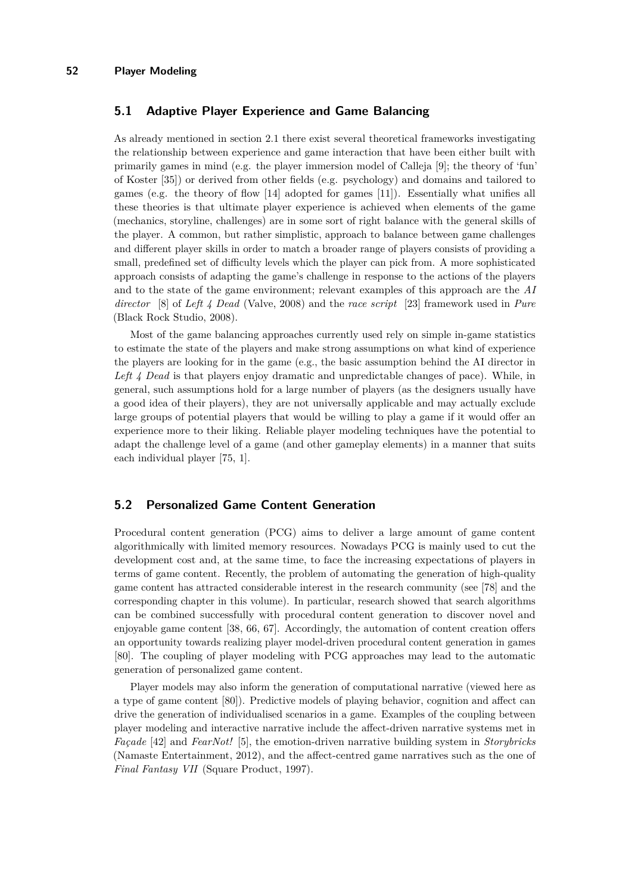## 5.1 Adaptive Player Experience and Game Balancing

As already mentioned in section 2.1 there exist several theoretical frameworks investigating the relationship between experience and game interaction that have been either built with primarily games in mind (e.g. the player immersion model of Calleja [9]; the theory of 'fun' of Koster [35]) or derived from other fields (e.g. psychology) and domains and tailored to games (e.g. the theory of flow [14] adopted for games [11]). Essentially what unifies all these theories is that ultimate player experience is achieved when elements of the game (mechanics, storyline, challenges) are in some sort of right balance with the general skills of the player. A common, but rather simplistic, approach to balance between game challenges and different player skills in order to match a broader range of players consists of providing a small, predefined set of difficulty levels which the player can pick from. A more sophisticated approach consists of adapting the game's challenge in response to the actions of the players and to the state of the game environment; relevant examples of this approach are the *AI director* [8] of *Left 4 Dead* (Valve, 2008) and the *race script* [23] framework used in *Pure* (Black Rock Studio, 2008).

Most of the game balancing approaches currently used rely on simple in-game statistics to estimate the state of the players and make strong assumptions on what kind of experience the players are looking for in the game (e.g., the basic assumption behind the AI director in *Left 4 Dead* is that players enjoy dramatic and unpredictable changes of pace). While, in general, such assumptions hold for a large number of players (as the designers usually have a good idea of their players), they are not universally applicable and may actually exclude large groups of potential players that would be willing to play a game if it would offer an experience more to their liking. Reliable player modeling techniques have the potential to adapt the challenge level of a game (and other gameplay elements) in a manner that suits each individual player [75, 1].

## 5.2 Personalized Game Content Generation

Procedural content generation (PCG) aims to deliver a large amount of game content algorithmically with limited memory resources. Nowadays PCG is mainly used to cut the development cost and, at the same time, to face the increasing expectations of players in terms of game content. Recently, the problem of automating the generation of high-quality game content has attracted considerable interest in the research community (see [78] and the corresponding chapter in this volume). In particular, research showed that search algorithms can be combined successfully with procedural content generation to discover novel and enjoyable game content [38, 66, 67]. Accordingly, the automation of content creation offers an opportunity towards realizing player model-driven procedural content generation in games [80]. The coupling of player modeling with PCG approaches may lead to the automatic generation of personalized game content.

Player models may also inform the generation of computational narrative (viewed here as a type of game content [80]). Predictive models of playing behavior, cognition and affect can drive the generation of individualised scenarios in a game. Examples of the coupling between player modeling and interactive narrative include the affect-driven narrative systems met in *Façade* [42] and *FearNot!* [5], the emotion-driven narrative building system in *Storybricks* (Namaste Entertainment, 2012), and the affect-centred game narratives such as the one of *Final Fantasy VII* (Square Product, 1997).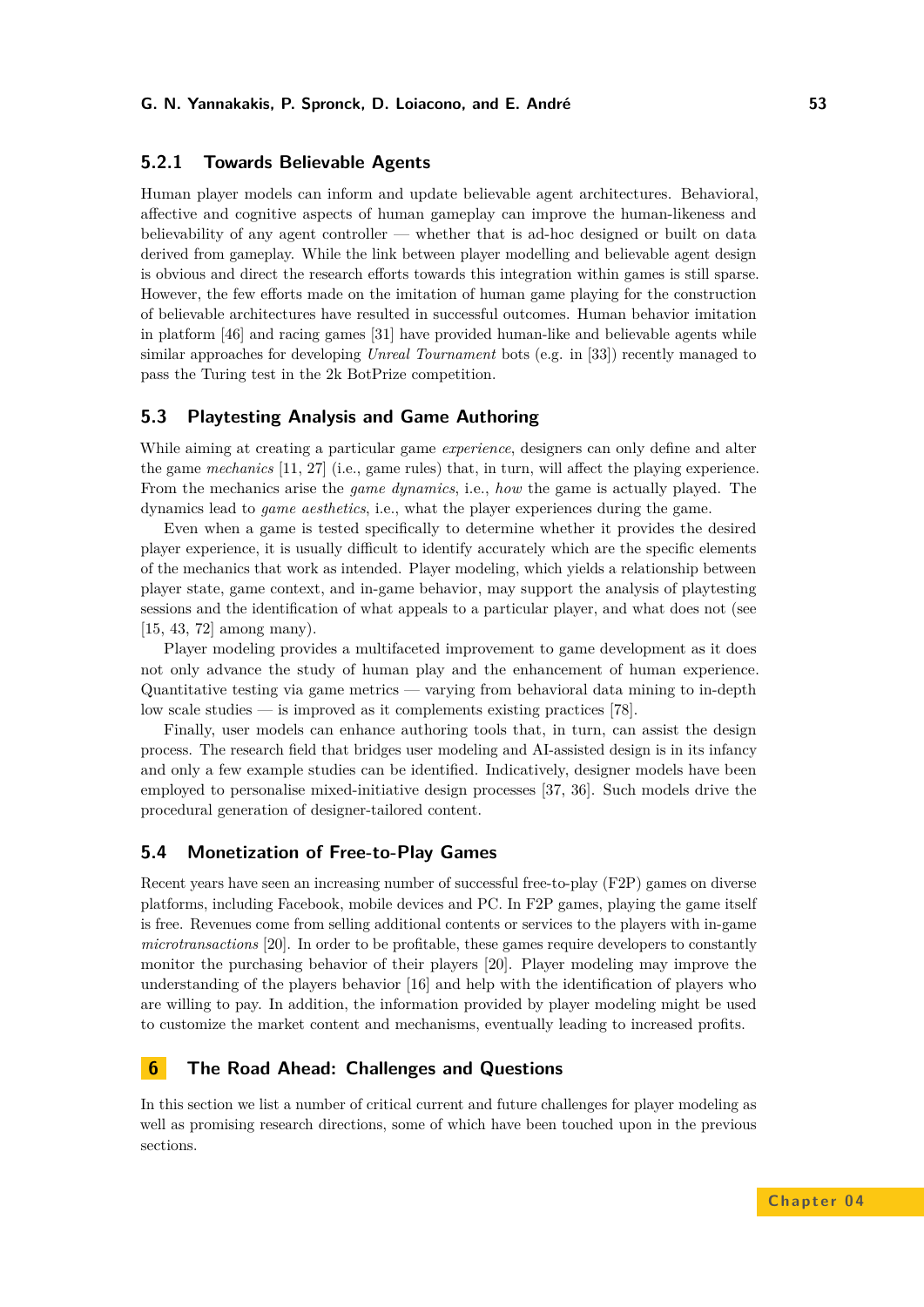### 5.2.1 Towards Believable Agents

Human player models can inform and update believable agent architectures. Behavioral, affective and cognitive aspects of human gameplay can improve the human-likeness and believability of any agent controller — whether that is ad-hoc designed or built on data derived from gameplay. While the link between player modelling and believable agent design is obvious and direct the research efforts towards this integration within games is still sparse. However, the few efforts made on the imitation of human game playing for the construction of believable architectures have resulted in successful outcomes. Human behavior imitation in platform [46] and racing games [31] have provided human-like and believable agents while similar approaches for developing *Unreal Tournament* bots (e.g. in [33]) recently managed to pass the Turing test in the 2k BotPrize competition.

## 5.3 Playtesting Analysis and Game Authoring

While aiming at creating a particular game *experience*, designers can only define and alter the game *mechanics* [11, 27] (i.e., game rules) that, in turn, will affect the playing experience. From the mechanics arise the *game dynamics*, i.e., *how* the game is actually played. The dynamics lead to *game aesthetics*, i.e., what the player experiences during the game.

Even when a game is tested specifically to determine whether it provides the desired player experience, it is usually difficult to identify accurately which are the specific elements of the mechanics that work as intended. Player modeling, which yields a relationship between player state, game context, and in-game behavior, may support the analysis of playtesting sessions and the identification of what appeals to a particular player, and what does not (see [15, 43, 72] among many).

Player modeling provides a multifaceted improvement to game development as it does not only advance the study of human play and the enhancement of human experience. Quantitative testing via game metrics — varying from behavioral data mining to in-depth low scale studies — is improved as it complements existing practices [78].

Finally, user models can enhance authoring tools that, in turn, can assist the design process. The research field that bridges user modeling and AI-assisted design is in its infancy and only a few example studies can be identified. Indicatively, designer models have been employed to personalise mixed-initiative design processes [37, 36]. Such models drive the procedural generation of designer-tailored content.

## 5.4 Monetization of Free-to-Play Games

Recent years have seen an increasing number of successful free-to-play (F2P) games on diverse platforms, including Facebook, mobile devices and PC. In F2P games, playing the game itself is free. Revenues come from selling additional contents or services to the players with in-game *microtransactions* [20]. In order to be profitable, these games require developers to constantly monitor the purchasing behavior of their players [20]. Player modeling may improve the understanding of the players behavior [16] and help with the identification of players who are willing to pay. In addition, the information provided by player modeling might be used to customize the market content and mechanisms, eventually leading to increased profits.

# 6 The Road Ahead: Challenges and Questions

In this section we list a number of critical current and future challenges for player modeling as well as promising research directions, some of which have been touched upon in the previous sections.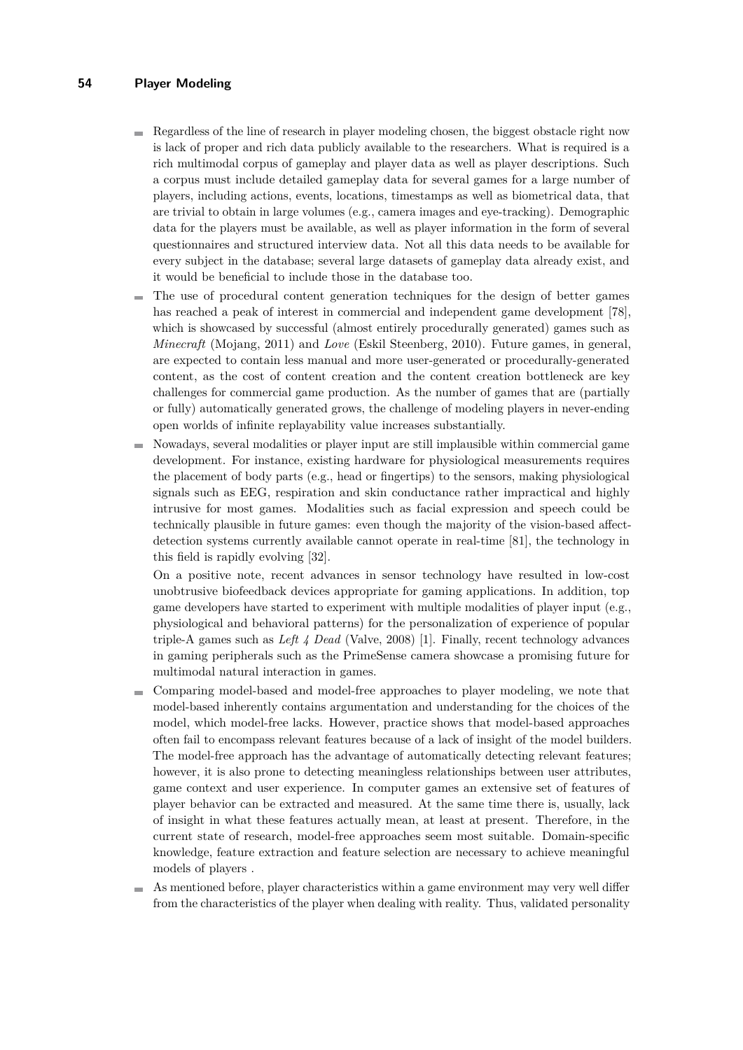- Regardless of the line of research in player modeling chosen, the biggest obstacle right now is lack of proper and rich data publicly available to the researchers. What is required is a rich multimodal corpus of gameplay and player data as well as player descriptions. Such a corpus must include detailed gameplay data for several games for a large number of players, including actions, events, locations, timestamps as well as biometrical data, that are trivial to obtain in large volumes (e.g., camera images and eye-tracking). Demographic data for the players must be available, as well as player information in the form of several questionnaires and structured interview data. Not all this data needs to be available for every subject in the database; several large datasets of gameplay data already exist, and it would be beneficial to include those in the database too.
- The use of procedural content generation techniques for the design of better games has reached a peak of interest in commercial and independent game development [78], which is showcased by successful (almost entirely procedurally generated) games such as *Minecraft* (Mojang, 2011) and *Love* (Eskil Steenberg, 2010). Future games, in general, are expected to contain less manual and more user-generated or procedurally-generated content, as the cost of content creation and the content creation bottleneck are key challenges for commercial game production. As the number of games that are (partially or fully) automatically generated grows, the challenge of modeling players in never-ending open worlds of infinite replayability value increases substantially.
- Nowadays, several modalities or player input are still implausible within commercial game development. For instance, existing hardware for physiological measurements requires the placement of body parts (e.g., head or fingertips) to the sensors, making physiological signals such as EEG, respiration and skin conductance rather impractical and highly intrusive for most games. Modalities such as facial expression and speech could be technically plausible in future games: even though the majority of the vision-based affect-detection systems currently available cannot operate in real-time [81], the technology in this field is rapidly evolving [32].

  On a positive note, recent advances in sensor technology have resulted in low-cost unobtrusive biofeedback devices appropriate for gaming applications. In addition, top game developers have started to experiment with multiple modalities of player input (e.g., physiological and behavioral patterns) for the personalization of experience of popular triple-A games such as *Left 4 Dead* (Valve, 2008) [1]. Finally, recent technology advances in gaming peripherals such as the PrimeSense camera showcase a promising future for multimodal natural interaction in games.
- Comparing model-based and model-free approaches to player modeling, we note that model-based inherently contains argumentation and understanding for the choices of the model, which model-free lacks. However, practice shows that model-based approaches often fail to encompass relevant features because of a lack of insight of the model builders. The model-free approach has the advantage of automatically detecting relevant features; however, it is also prone to detecting meaningless relationships between user attributes, game context and user experience. In computer games an extensive set of features of player behavior can be extracted and measured. At the same time there is, usually, lack of insight in what these features actually mean, at least at present. Therefore, in the current state of research, model-free approaches seem most suitable. Domain-specific knowledge, feature extraction and feature selection are necessary to achieve meaningful models of players .
- As mentioned before, player characteristics within a game environment may very well differ from the characteristics of the player when dealing with reality. Thus, validated personality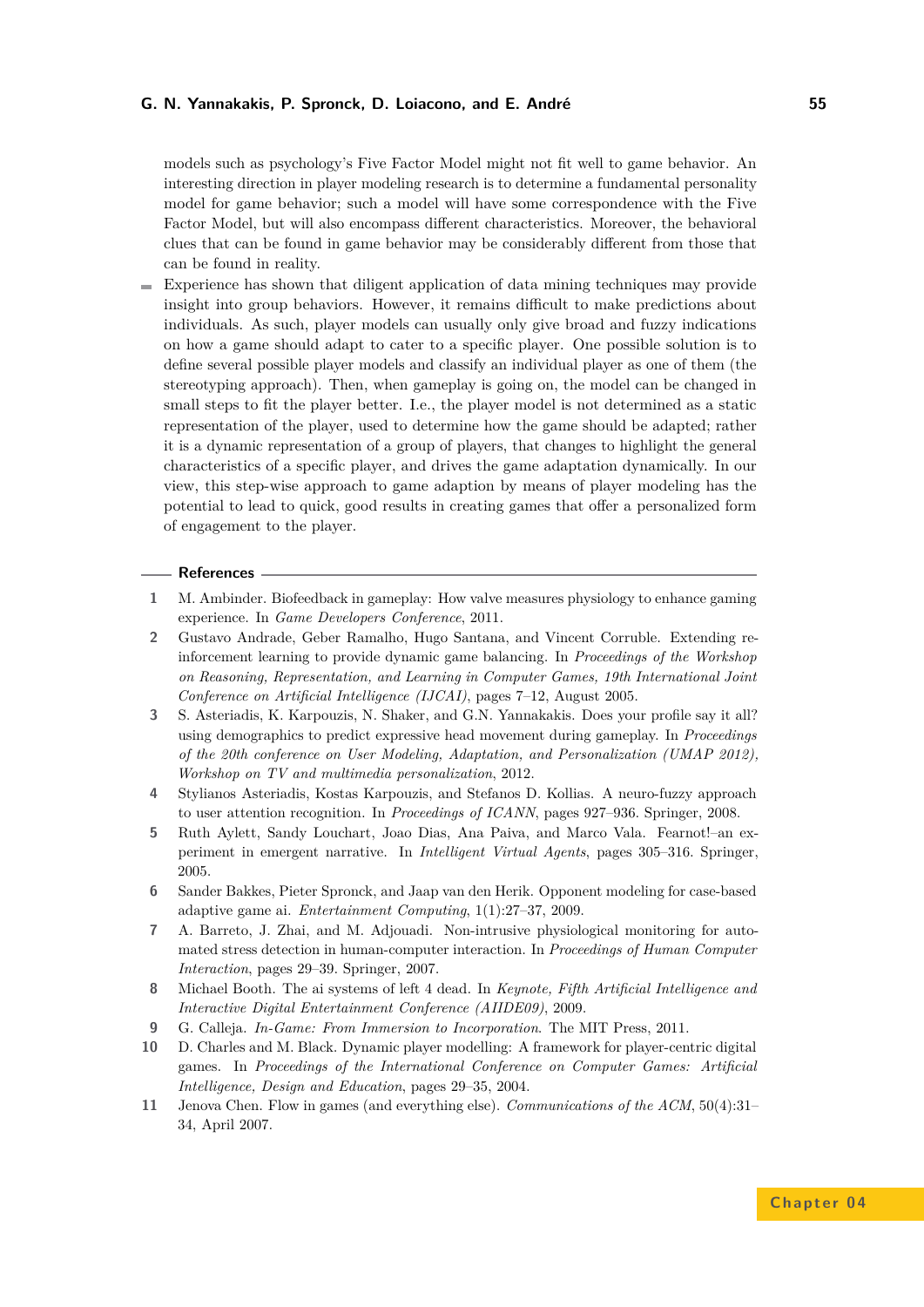models such as psychology's Five Factor Model might not fit well to game behavior. An interesting direction in player modeling research is to determine a fundamental personality model for game behavior; such a model will have some correspondence with the Five Factor Model, but will also encompass different characteristics. Moreover, the behavioral clues that can be found in game behavior may be considerably different from those that can be found in reality.

- Experience has shown that diligent application of data mining techniques may provide insight into group behaviors. However, it remains difficult to make predictions about individuals. As such, player models can usually only give broad and fuzzy indications on how a game should adapt to cater to a specific player. One possible solution is to define several possible player models and classify an individual player as one of them (the stereotyping approach). Then, when gameplay is going on, the model can be changed in small steps to fit the player better. I.e., the player model is not determined as a static representation of the player, used to determine how the game should be adapted; rather it is a dynamic representation of a group of players, that changes to highlight the general characteristics of a specific player, and drives the game adaptation dynamically. In our view, this step-wise approach to game adaption by means of player modeling has the potential to lead to quick, good results in creating games that offer a personalized form of engagement to the player.

## References

1. M. Ambinder. Biofeedback in gameplay: How valve measures physiology to enhance gaming experience. In *Game Developers Conference*, 2011.
2. Gustavo Andrade, Geber Ramalho, Hugo Santana, and Vincent Corruble. Extending reinforcement learning to provide dynamic game balancing. In *Proceedings of the Workshop on Reasoning, Representation, and Learning in Computer Games, 19th International Joint Conference on Artificial Intelligence (IJCAI)*, pages 7–12, August 2005.
3. S. Asteriadis, K. Karpouzis, N. Shaker, and G.N. Yannakakis. Does your profile say it all? using demographics to predict expressive head movement during gameplay. In *Proceedings of the 20th conference on User Modeling, Adaptation, and Personalization (UMAP 2012), Workshop on TV and multimedia personalization*, 2012.
4. Stylianos Asteriadis, Kostas Karpouzis, and Stefanos D. Kollias. A neuro-fuzzy approach to user attention recognition. In *Proceedings of ICANN*, pages 927–936. Springer, 2008.
5. Ruth Aylett, Sandy Louchart, Joao Dias, Ana Paiva, and Marco Vala. Fearnot!–an experiment in emergent narrative. In *Intelligent Virtual Agents*, pages 305–316. Springer, 2005.
6. Sander Bakkes, Pieter Spronck, and Jaap van den Herik. Opponent modeling for case-based adaptive game ai. *Entertainment Computing*, 1(1):27–37, 2009.
7. A. Barreto, J. Zhai, and M. Adjouadi. Non-intrusive physiological monitoring for automated stress detection in human-computer interaction. In *Proceedings of Human Computer Interaction*, pages 29–39. Springer, 2007.
8. Michael Booth. The ai systems of left 4 dead. In *Keynote, Fifth Artificial Intelligence and Interactive Digital Entertainment Conference (AIIDE09)*, 2009.
9. G. Calleja. *In-Game: From Immersion to Incorporation*. The MIT Press, 2011.
10. D. Charles and M. Black. Dynamic player modelling: A framework for player-centric digital games. In *Proceedings of the International Conference on Computer Games: Artificial Intelligence, Design and Education*, pages 29–35, 2004.
11. Jenova Chen. Flow in games (and everything else). *Communications of the ACM*, 50(4):31–34, April 2007.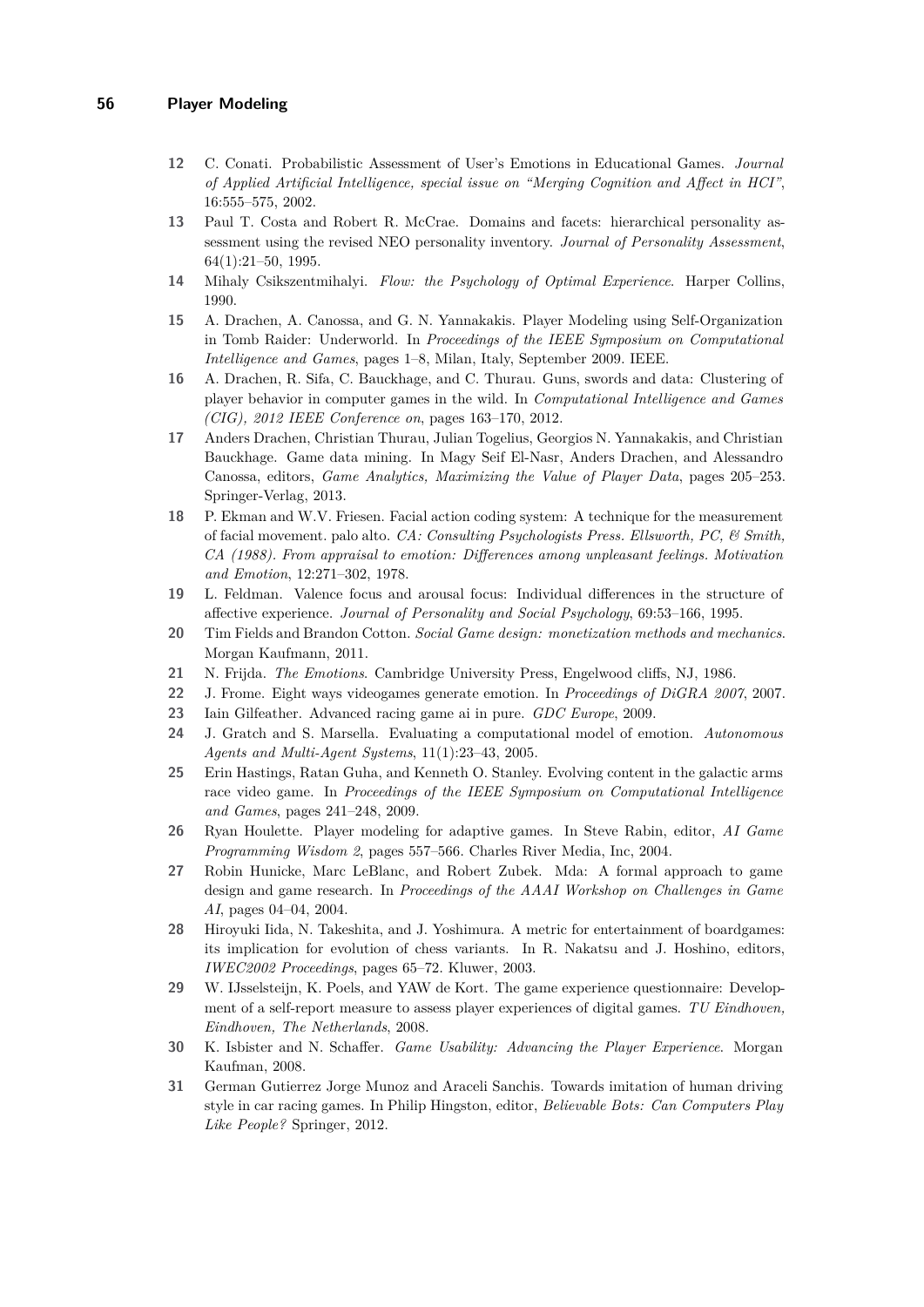**12** C. Conati. Probabilistic Assessment of User's Emotions in Educational Games. *Journal of Applied Artificial Intelligence, special issue on "Merging Cognition and Affect in HCI"*, 16:555–575, 2002.

**13** Paul T. Costa and Robert R. McCrae. Domains and facets: hierarchical personality assessment using the revised NEO personality inventory. *Journal of Personality Assessment*, 64(1):21–50, 1995.

**14** Mihaly Csikszentmihalyi. *Flow: the Psychology of Optimal Experience*. Harper Collins, 1990.

**15** A. Drachen, A. Canossa, and G. N. Yannakakis. Player Modeling using Self-Organization in Tomb Raider: Underworld. In *Proceedings of the IEEE Symposium on Computational Intelligence and Games*, pages 1–8, Milan, Italy, September 2009. IEEE.

**16** A. Drachen, R. Sifa, C. Bauckhage, and C. Thurau. Guns, swords and data: Clustering of player behavior in computer games in the wild. In *Computational Intelligence and Games (CIG), 2012 IEEE Conference on*, pages 163–170, 2012.

**17** Anders Drachen, Christian Thurau, Julian Togelius, Georgios N. Yannakakis, and Christian Bauckhage. Game data mining. In Magy Seif El-Nasr, Anders Drachen, and Alessandro Canossa, editors, *Game Analytics, Maximizing the Value of Player Data*, pages 205–253. Springer-Verlag, 2013.

**18** P. Ekman and W.V. Friesen. Facial action coding system: A technique for the measurement of facial movement. palo alto. *CA: Consulting Psychologists Press. Ellsworth, PC, & Smith, CA (1988). From appraisal to emotion: Differences among unpleasant feelings. Motivation and Emotion*, 12:271–302, 1978.

**19** L. Feldman. Valence focus and arousal focus: Individual differences in the structure of affective experience. *Journal of Personality and Social Psychology*, 69:53–166, 1995.

**20** Tim Fields and Brandon Cotton. *Social Game design: monetization methods and mechanics*. Morgan Kaufmann, 2011.

**21** N. Frijda. *The Emotions*. Cambridge University Press, Engelwood cliffs, NJ, 1986.

**22** J. Frome. Eight ways videogames generate emotion. In *Proceedings of DiGRA 2007*, 2007.

**23** Iain Gilfeather. Advanced racing game ai in pure. *GDC Europe*, 2009.

**24** J. Gratch and S. Marsella. Evaluating a computational model of emotion. *Autonomous Agents and Multi-Agent Systems*, 11(1):23–43, 2005.

**25** Erin Hastings, Ratan Guha, and Kenneth O. Stanley. Evolving content in the galactic arms race video game. In *Proceedings of the IEEE Symposium on Computational Intelligence and Games*, pages 241–248, 2009.

**26** Ryan Houlette. Player modeling for adaptive games. In Steve Rabin, editor, *AI Game Programming Wisdom 2*, pages 557–566. Charles River Media, Inc, 2004.

**27** Robin Hunicke, Marc LeBlanc, and Robert Zubek. Mda: A formal approach to game design and game research. In *Proceedings of the AAAI Workshop on Challenges in Game AI*, pages 04–04, 2004.

**28** Hiroyuki Iida, N. Takeshita, and J. Yoshimura. A metric for entertainment of boardgames: its implication for evolution of chess variants. In R. Nakatsu and J. Hoshino, editors, *IWEC2002 Proceedings*, pages 65–72. Kluwer, 2003.

**29** W. IJsselsteijn, K. Poels, and YAW de Kort. The game experience questionnaire: Development of a self-report measure to assess player experiences of digital games. *TU Eindhoven, Eindhoven, The Netherlands*, 2008.

**30** K. Isbister and N. Schaffer. *Game Usability: Advancing the Player Experience*. Morgan Kaufman, 2008.

**31** German Gutierrez Jorge Munoz and Araceli Sanchis. Towards imitation of human driving style in car racing games. In Philip Hingston, editor, *Believable Bots: Can Computers Play Like People?* Springer, 2012.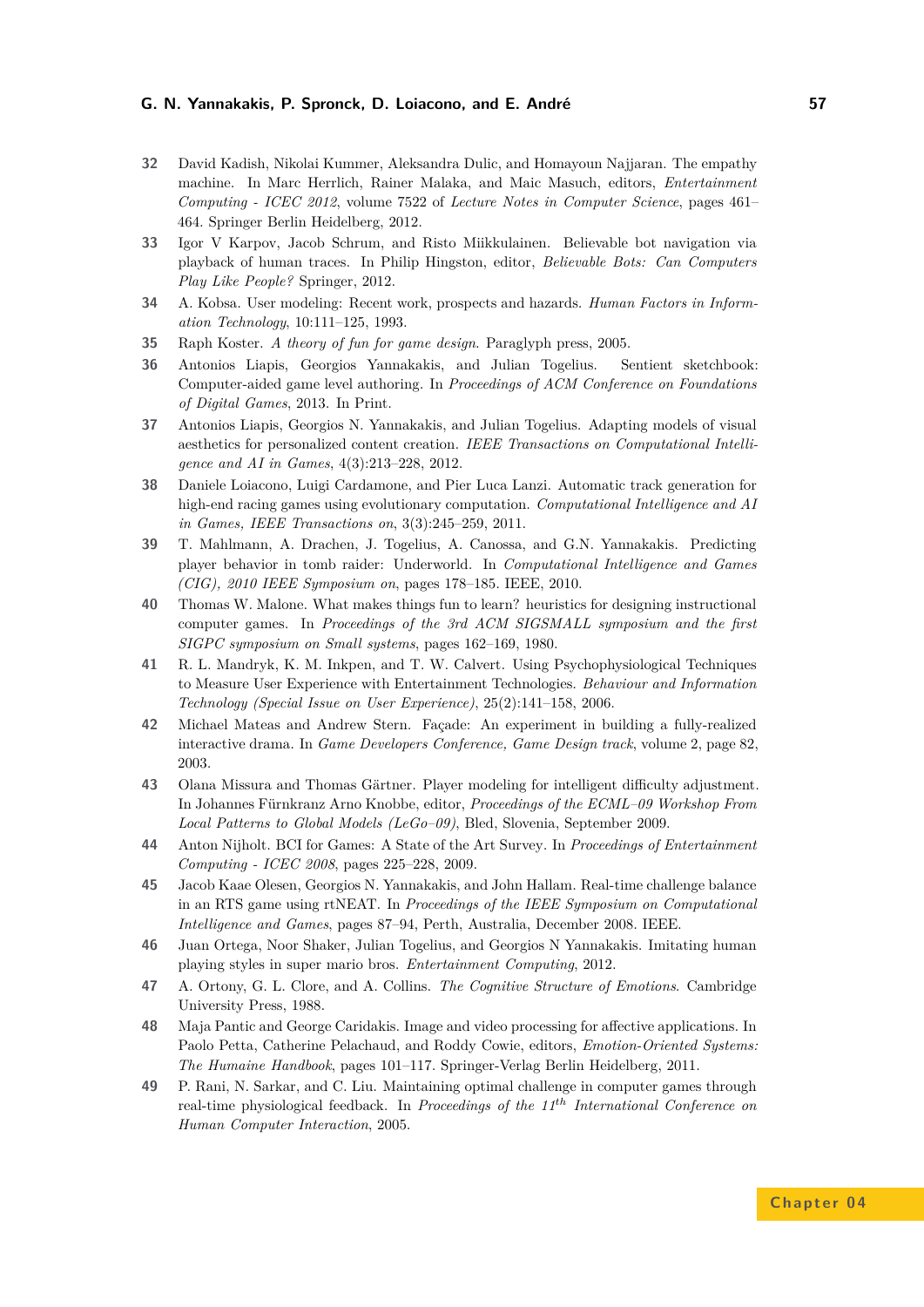32 David Kadish, Nikolai Kummer, Aleksandra Dulic, and Homayoun Najjaran. The empathy machine. In Marc Herrlich, Rainer Malaka, and Maic Masuch, editors, *Entertainment Computing - ICEC 2012*, volume 7522 of *Lecture Notes in Computer Science*, pages 461–464. Springer Berlin Heidelberg, 2012.

33 Igor V Karpov, Jacob Schrum, and Risto Miikkulainen. Believable bot navigation via playback of human traces. In Philip Hingston, editor, *Believable Bots: Can Computers Play Like People?* Springer, 2012.

34 A. Kobsa. User modeling: Recent work, prospects and hazards. *Human Factors in Information Technology*, 10:111–125, 1993.

35 Raph Koster. *A theory of fun for game design*. Paraglyph press, 2005.

36 Antonios Liapis, Georgios Yannakakis, and Julian Togelius. Sentient sketchbook: Computer-aided game level authoring. In *Proceedings of ACM Conference on Foundations of Digital Games*, 2013. In Print.

37 Antonios Liapis, Georgios N. Yannakakis, and Julian Togelius. Adapting models of visual aesthetics for personalized content creation. *IEEE Transactions on Computational Intelligence and AI in Games*, 4(3):213–228, 2012.

38 Daniele Loiacono, Luigi Cardamone, and Pier Luca Lanzi. Automatic track generation for high-end racing games using evolutionary computation. *Computational Intelligence and AI in Games, IEEE Transactions on*, 3(3):245–259, 2011.

39 T. Mahlmann, A. Drachen, J. Togelius, A. Canossa, and G.N. Yannakakis. Predicting player behavior in tomb raider: Underworld. In *Computational Intelligence and Games (CIG), 2010 IEEE Symposium on*, pages 178–185. IEEE, 2010.

40 Thomas W. Malone. What makes things fun to learn? heuristics for designing instructional computer games. In *Proceedings of the 3rd ACM SIGSMALL symposium and the first SIGPC symposium on Small systems*, pages 162–169, 1980.

41 R. L. Mandryk, K. M. Inkpen, and T. W. Calvert. Using Psychophysiological Techniques to Measure User Experience with Entertainment Technologies. *Behaviour and Information Technology (Special Issue on User Experience)*, 25(2):141–158, 2006.

42 Michael Mateas and Andrew Stern. Façade: An experiment in building a fully-realized interactive drama. In *Game Developers Conference, Game Design track*, volume 2, page 82, 2003.

43 Olana Missura and Thomas Gärtner. Player modeling for intelligent difficulty adjustment. In Johannes Fürnkranz Arno Knobbe, editor, *Proceedings of the ECML–09 Workshop From Local Patterns to Global Models (LeGo–09)*, Bled, Slovenia, September 2009.

44 Anton Nijholt. BCI for Games: A State of the Art Survey. In *Proceedings of Entertainment Computing - ICEC 2008*, pages 225–228, 2009.

45 Jacob Kaae Olesen, Georgios N. Yannakakis, and John Hallam. Real-time challenge balance in an RTS game using rtNEAT. In *Proceedings of the IEEE Symposium on Computational Intelligence and Games*, pages 87–94, Perth, Australia, December 2008. IEEE.

46 Juan Ortega, Noor Shaker, Julian Togelius, and Georgios N Yannakakis. Imitating human playing styles in super mario bros. *Entertainment Computing*, 2012.

47 A. Ortony, G. L. Clore, and A. Collins. *The Cognitive Structure of Emotions*. Cambridge University Press, 1988.

48 Maja Pantic and George Caridakis. Image and video processing for affective applications. In Paolo Petta, Catherine Pelachaud, and Roddy Cowie, editors, *Emotion-Oriented Systems: The Humaine Handbook*, pages 101–117. Springer-Verlag Berlin Heidelberg, 2011.

49 P. Rani, N. Sarkar, and C. Liu. Maintaining optimal challenge in computer games through real-time physiological feedback. In *Proceedings of the 11$^{th}$ International Conference on Human Computer Interaction*, 2005.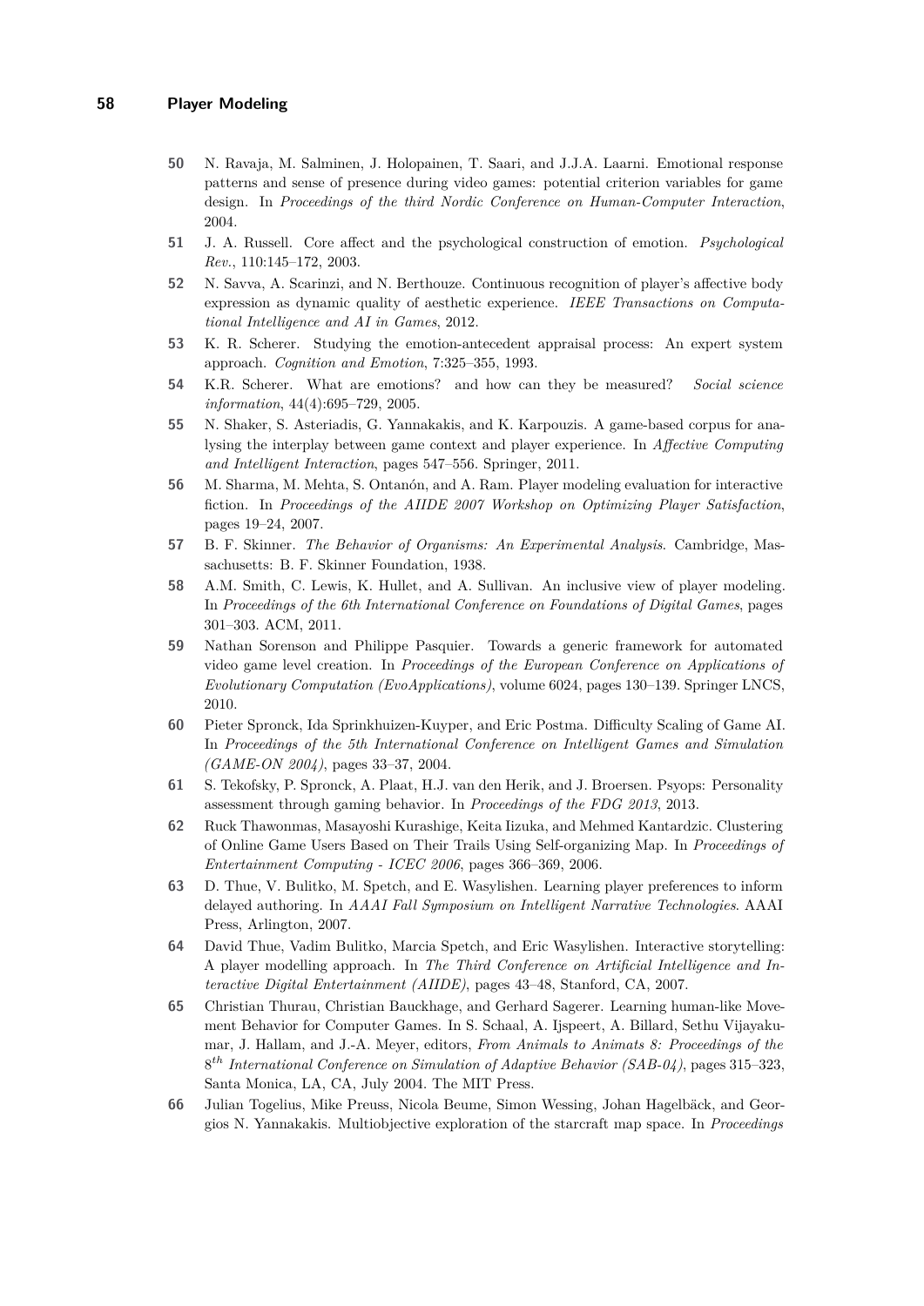**50** N. Ravaja, M. Salminen, J. Holopainen, T. Saari, and J.J.A. Laarni. Emotional response patterns and sense of presence during video games: potential criterion variables for game design. In *Proceedings of the third Nordic Conference on Human-Computer Interaction*, 2004.

**51** J. A. Russell. Core affect and the psychological construction of emotion. *Psychological Rev.*, 110:145–172, 2003.

**52** N. Savva, A. Scarinzi, and N. Berthouze. Continuous recognition of player's affective body expression as dynamic quality of aesthetic experience. *IEEE Transactions on Computational Intelligence and AI in Games*, 2012.

**53** K. R. Scherer. Studying the emotion-antecedent appraisal process: An expert system approach. *Cognition and Emotion*, 7:325–355, 1993.

**54** K.R. Scherer. What are emotions? and how can they be measured? *Social science information*, 44(4):695–729, 2005.

**55** N. Shaker, S. Asteriadis, G. Yannakakis, and K. Karpouzis. A game-based corpus for analysing the interplay between game context and player experience. In *Affective Computing and Intelligent Interaction*, pages 547–556. Springer, 2011.

**56** M. Sharma, M. Mehta, S. Ontanón, and A. Ram. Player modeling evaluation for interactive fiction. In *Proceedings of the AIIDE 2007 Workshop on Optimizing Player Satisfaction*, pages 19–24, 2007.

**57** B. F. Skinner. *The Behavior of Organisms: An Experimental Analysis*. Cambridge, Massachusetts: B. F. Skinner Foundation, 1938.

**58** A.M. Smith, C. Lewis, K. Hullet, and A. Sullivan. An inclusive view of player modeling. In *Proceedings of the 6th International Conference on Foundations of Digital Games*, pages 301–303. ACM, 2011.

**59** Nathan Sorenson and Philippe Pasquier. Towards a generic framework for automated video game level creation. In *Proceedings of the European Conference on Applications of Evolutionary Computation (EvoApplications)*, volume 6024, pages 130–139. Springer LNCS, 2010.

**60** Pieter Spronck, Ida Sprinkhuizen-Kuyper, and Eric Postma. Difficulty Scaling of Game AI. In *Proceedings of the 5th International Conference on Intelligent Games and Simulation (GAME-ON 2004)*, pages 33–37, 2004.

**61** S. Tekofsky, P. Spronck, A. Plaat, H.J. van den Herik, and J. Broersen. Psyops: Personality assessment through gaming behavior. In *Proceedings of the FDG 2013*, 2013.

**62** Ruck Thawonmas, Masayoshi Kurashige, Keita Iizuka, and Mehmed Kantardzic. Clustering of Online Game Users Based on Their Trails Using Self-organizing Map. In *Proceedings of Entertainment Computing - ICEC 2006*, pages 366–369, 2006.

**63** D. Thue, V. Bulitko, M. Spetch, and E. Wasylishen. Learning player preferences to inform delayed authoring. In *AAAI Fall Symposium on Intelligent Narrative Technologies*. AAAI Press, Arlington, 2007.

**64** David Thue, Vadim Bulitko, Marcia Spetch, and Eric Wasylishen. Interactive storytelling: A player modelling approach. In *The Third Conference on Artificial Intelligence and Interactive Digital Entertainment (AIIDE)*, pages 43–48, Stanford, CA, 2007.

**65** Christian Thurau, Christian Bauckhage, and Gerhard Sagerer. Learning human-like Movement Behavior for Computer Games. In S. Schaal, A. Ijspeert, A. Billard, Sethu Vijayakumar, J. Hallam, and J.-A. Meyer, editors, *From Animals to Animats 8: Proceedings of the 8th International Conference on Simulation of Adaptive Behavior (SAB-04)*, pages 315–323, Santa Monica, LA, CA, July 2004. The MIT Press.

**66** Julian Togelius, Mike Preuss, Nicola Beume, Simon Wessing, Johan Hagelbäck, and Georgios N. Yannakakis. Multiobjective exploration of the starcraft map space. In *Proceedings*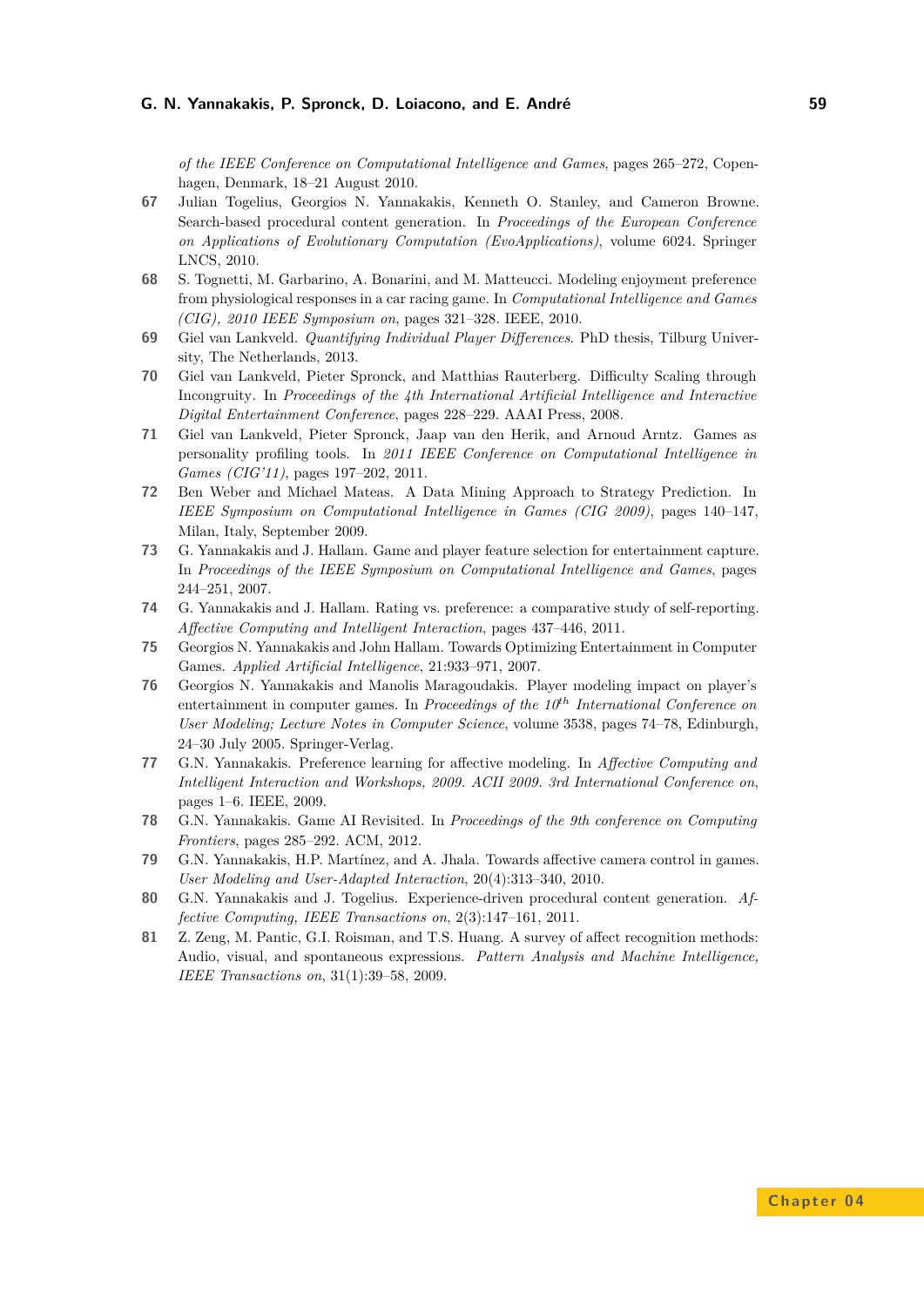*of the IEEE Conference on Computational Intelligence and Games*, pages 265–272, Copenhagen, Denmark, 18–21 August 2010.

**67** Julian Togelius, Georgios N. Yannakakis, Kenneth O. Stanley, and Cameron Browne. Search-based procedural content generation. In *Proceedings of the European Conference on Applications of Evolutionary Computation (EvoApplications)*, volume 6024. Springer LNCS, 2010.

**68** S. Tognetti, M. Garbarino, A. Bonarini, and M. Matteucci. Modeling enjoyment preference from physiological responses in a car racing game. In *Computational Intelligence and Games (CIG), 2010 IEEE Symposium on*, pages 321–328. IEEE, 2010.

**69** Giel van Lankveld. *Quantifying Individual Player Differences*. PhD thesis, Tilburg University, The Netherlands, 2013.

**70** Giel van Lankveld, Pieter Spronck, and Matthias Rauterberg. Difficulty Scaling through Incongruity. In *Proceedings of the 4th International Artificial Intelligence and Interactive Digital Entertainment Conference*, pages 228–229. AAAI Press, 2008.

**71** Giel van Lankveld, Pieter Spronck, Jaap van den Herik, and Arnoud Arntz. Games as personality profiling tools. In *2011 IEEE Conference on Computational Intelligence in Games (CIG'11)*, pages 197–202, 2011.

**72** Ben Weber and Michael Mateas. A Data Mining Approach to Strategy Prediction. In *IEEE Symposium on Computational Intelligence in Games (CIG 2009)*, pages 140–147, Milan, Italy, September 2009.

**73** G. Yannakakis and J. Hallam. Game and player feature selection for entertainment capture. In *Proceedings of the IEEE Symposium on Computational Intelligence and Games*, pages 244–251, 2007.

**74** G. Yannakakis and J. Hallam. Rating vs. preference: a comparative study of self-reporting. *Affective Computing and Intelligent Interaction*, pages 437–446, 2011.

**75** Georgios N. Yannakakis and John Hallam. Towards Optimizing Entertainment in Computer Games. *Applied Artificial Intelligence*, 21:933–971, 2007.

**76** Georgios N. Yannakakis and Manolis Maragoudakis. Player modeling impact on player's entertainment in computer games. In *Proceedings of the 10$^{th}$ International Conference on User Modeling; Lecture Notes in Computer Science*, volume 3538, pages 74–78, Edinburgh, 24–30 July 2005. Springer-Verlag.

**77** G.N. Yannakakis. Preference learning for affective modeling. In *Affective Computing and Intelligent Interaction and Workshops, 2009. ACII 2009. 3rd International Conference on*, pages 1–6. IEEE, 2009.

**78** G.N. Yannakakis. Game AI Revisited. In *Proceedings of the 9th conference on Computing Frontiers*, pages 285–292. ACM, 2012.

**79** G.N. Yannakakis, H.P. Martínez, and A. Jhala. Towards affective camera control in games. *User Modeling and User-Adapted Interaction*, 20(4):313–340, 2010.

**80** G.N. Yannakakis and J. Togelius. Experience-driven procedural content generation. *Affective Computing, IEEE Transactions on*, 2(3):147–161, 2011.

**81** Z. Zeng, M. Pantic, G.I. Roisman, and T.S. Huang. A survey of affect recognition methods: Audio, visual, and spontaneous expressions. *Pattern Analysis and Machine Intelligence, IEEE Transactions on*, 31(1):39–58, 2009.